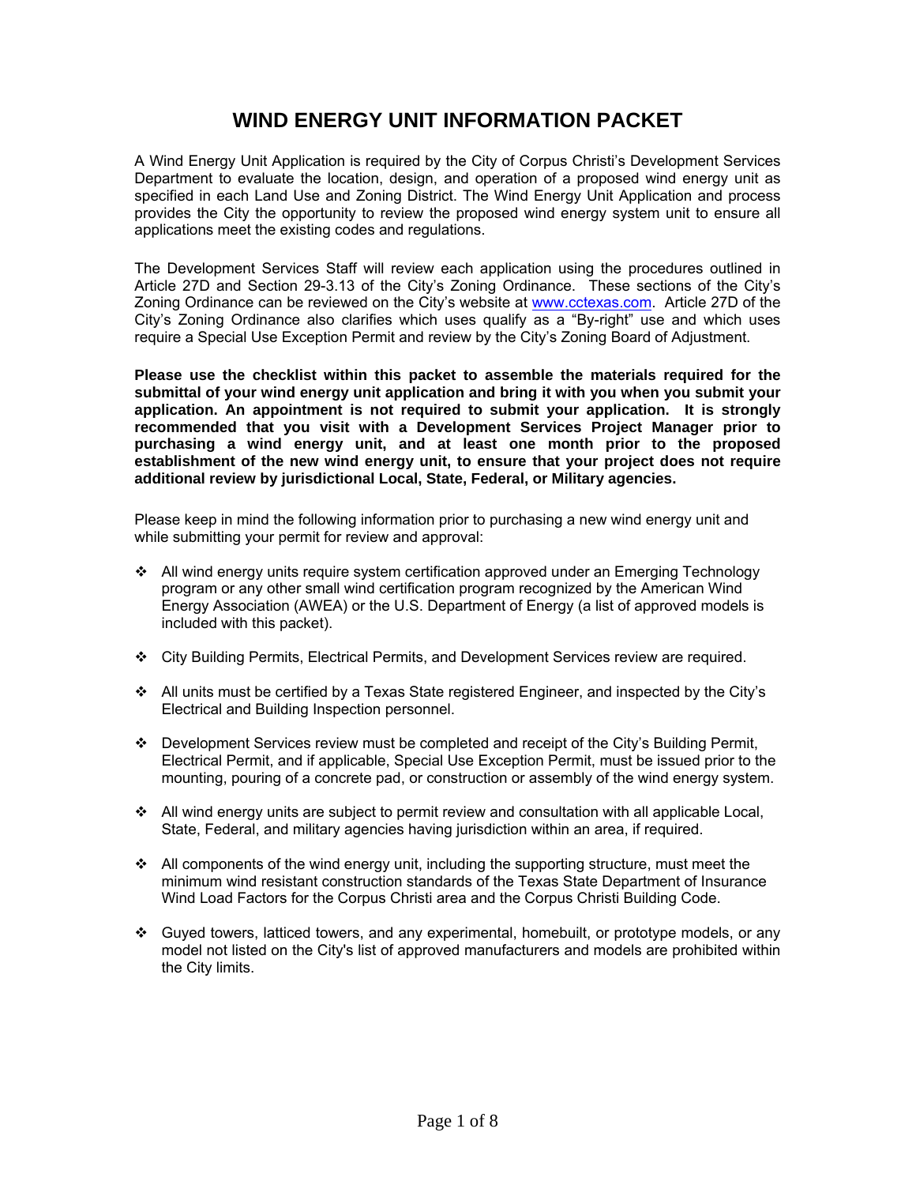# WIND ENERGY UNIT INFORMATION PACKET

A Wind Energy Unit Application is required by the City of Corpus Christi's Development Services Department to evaluate the location, design, and operation of a proposed wind energy unit as specified in each Land Use and Zoning District. The Wind Energy Unit Application and process provides the City the opportunity to review the proposed wind energy system unit to ensure all applications meet the existing codes and regulations.

The Development Services Staff will review each application using the procedures outlined in Article 27D and Section 29-3.13 of the City's Zoning Ordinance. These sections of the City's Zoning Ordinance can be reviewed on the City's website at www.cctexas.com. Article 27D of the City's Zoning Ordinance also clarifies which uses qualify as a "By-right" use and which uses require a Special Use Exception Permit and review by the City's Zoning Board of Adjustment.

**Please use the checklist within this packet to assemble the materials required for the submittal of your wind energy unit application and bring it with you when you submit your application. An appointment is not required to submit your application. It is strongly recommended that you visit with a Development Services Project Manager prior to purchasing a wind energy unit, and at least one month prior to the proposed establishment of the new wind energy unit, to ensure that your project does not require additional review by jurisdictional Local, State, Federal, or Military agencies.**

Please keep in mind the following information prior to purchasing a new wind energy unit and while submitting your permit for review and approval:

- All wind energy units require system certification approved under an Emerging Technology program or any other small wind certification program recognized by the American Wind Energy Association (AWEA) or the U.S. Department of Energy (a list of approved models is included with this packet).
- City Building Permits, Electrical Permits, and Development Services review are required.
- All units must be certified by a Texas State registered Engineer, and inspected by the City's Electrical and Building Inspection personnel.
- Development Services review must be completed and receipt of the City's Building Permit, Electrical Permit, and if applicable, Special Use Exception Permit, must be issued prior to the mounting, pouring of a concrete pad, or construction or assembly of the wind energy system.
- All wind energy units are subject to permit review and consultation with all applicable Local, State, Federal, and military agencies having jurisdiction within an area, if required.
- All components of the wind energy unit, including the supporting structure, must meet the minimum wind resistant construction standards of the Texas State Department of Insurance Wind Load Factors for the Corpus Christi area and the Corpus Christi Building Code.
- Guyed towers, latticed towers, and any experimental, homebuilt, or prototype models, or any model not listed on the City's list of approved manufacturers and models are prohibited within the City limits.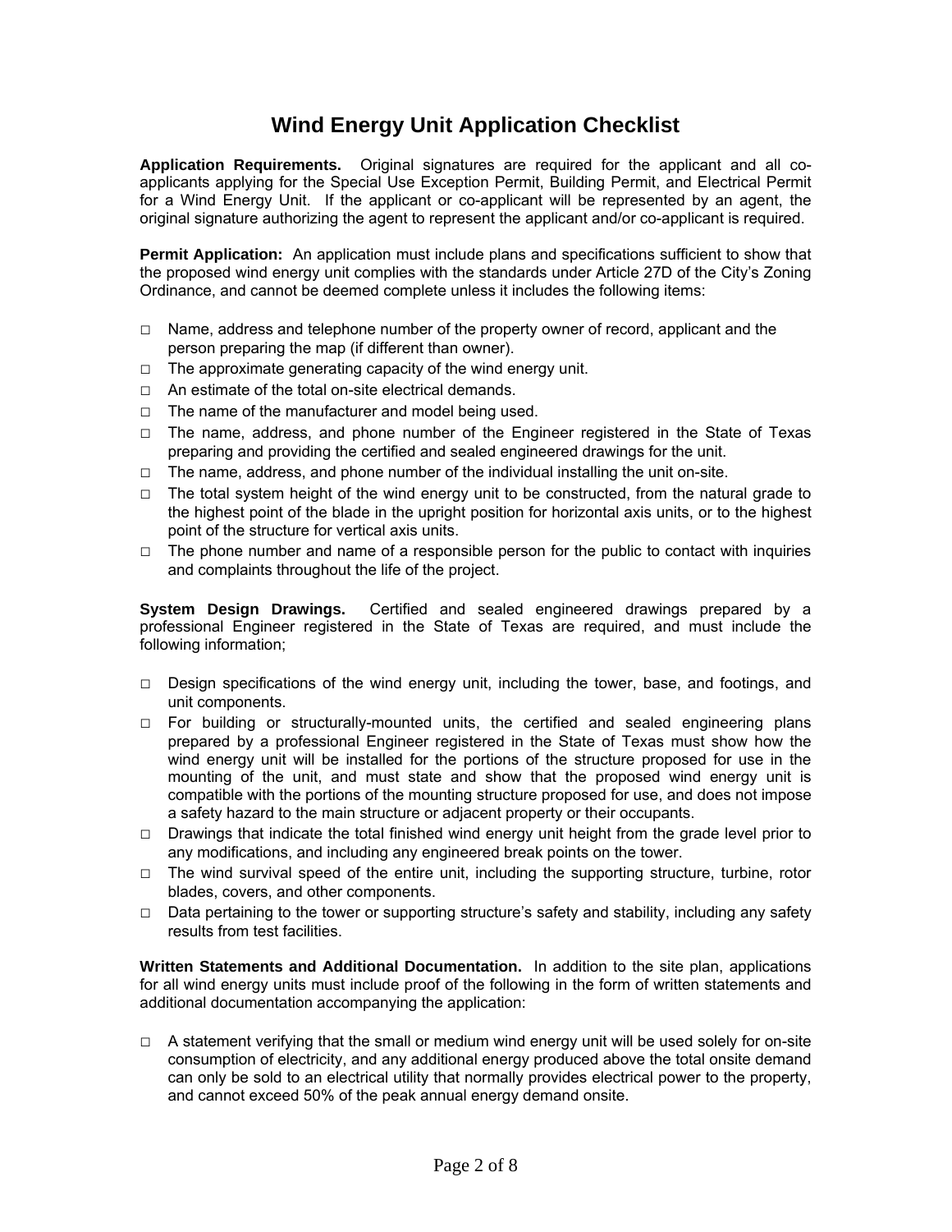# Wind Energy Unit Application Checklist

**Application Requirements.** Original signatures are required for the applicant and all co-applicants applying for the Special Use Exception Permit, Building Permit, and Electrical Permit for a Wind Energy Unit. If the applicant or co-applicant will be represented by an agent, the original signature authorizing the agent to represent the applicant and/or co-applicant is required.

**Permit Application:** An application must include plans and specifications sufficient to show that the proposed wind energy unit complies with the standards under Article 27D of the City's Zoning Ordinance, and cannot be deemed complete unless it includes the following items:

- □ Name, address and telephone number of the property owner of record, applicant and the person preparing the map (if different than owner).
- □ The approximate generating capacity of the wind energy unit.
- □ An estimate of the total on-site electrical demands.
- □ The name of the manufacturer and model being used.
- □ The name, address, and phone number of the Engineer registered in the State of Texas preparing and providing the certified and sealed engineered drawings for the unit.
- □ The name, address, and phone number of the individual installing the unit on-site.
- □ The total system height of the wind energy unit to be constructed, from the natural grade to the highest point of the blade in the upright position for horizontal axis units, or to the highest point of the structure for vertical axis units.
- □ The phone number and name of a responsible person for the public to contact with inquiries and complaints throughout the life of the project.

**System Design Drawings.** Certified and sealed engineered drawings prepared by a professional Engineer registered in the State of Texas are required, and must include the following information;

- □ Design specifications of the wind energy unit, including the tower, base, and footings, and unit components.
- □ For building or structurally-mounted units, the certified and sealed engineering plans prepared by a professional Engineer registered in the State of Texas must show how the wind energy unit will be installed for the portions of the structure proposed for use in the mounting of the unit, and must state and show that the proposed wind energy unit is compatible with the portions of the mounting structure proposed for use, and does not impose a safety hazard to the main structure or adjacent property or their occupants.
- □ Drawings that indicate the total finished wind energy unit height from the grade level prior to any modifications, and including any engineered break points on the tower.
- □ The wind survival speed of the entire unit, including the supporting structure, turbine, rotor blades, covers, and other components.
- □ Data pertaining to the tower or supporting structure's safety and stability, including any safety results from test facilities.

**Written Statements and Additional Documentation.** In addition to the site plan, applications for all wind energy units must include proof of the following in the form of written statements and additional documentation accompanying the application:

- □ A statement verifying that the small or medium wind energy unit will be used solely for on-site consumption of electricity, and any additional energy produced above the total onsite demand can only be sold to an electrical utility that normally provides electrical power to the property, and cannot exceed 50% of the peak annual energy demand onsite.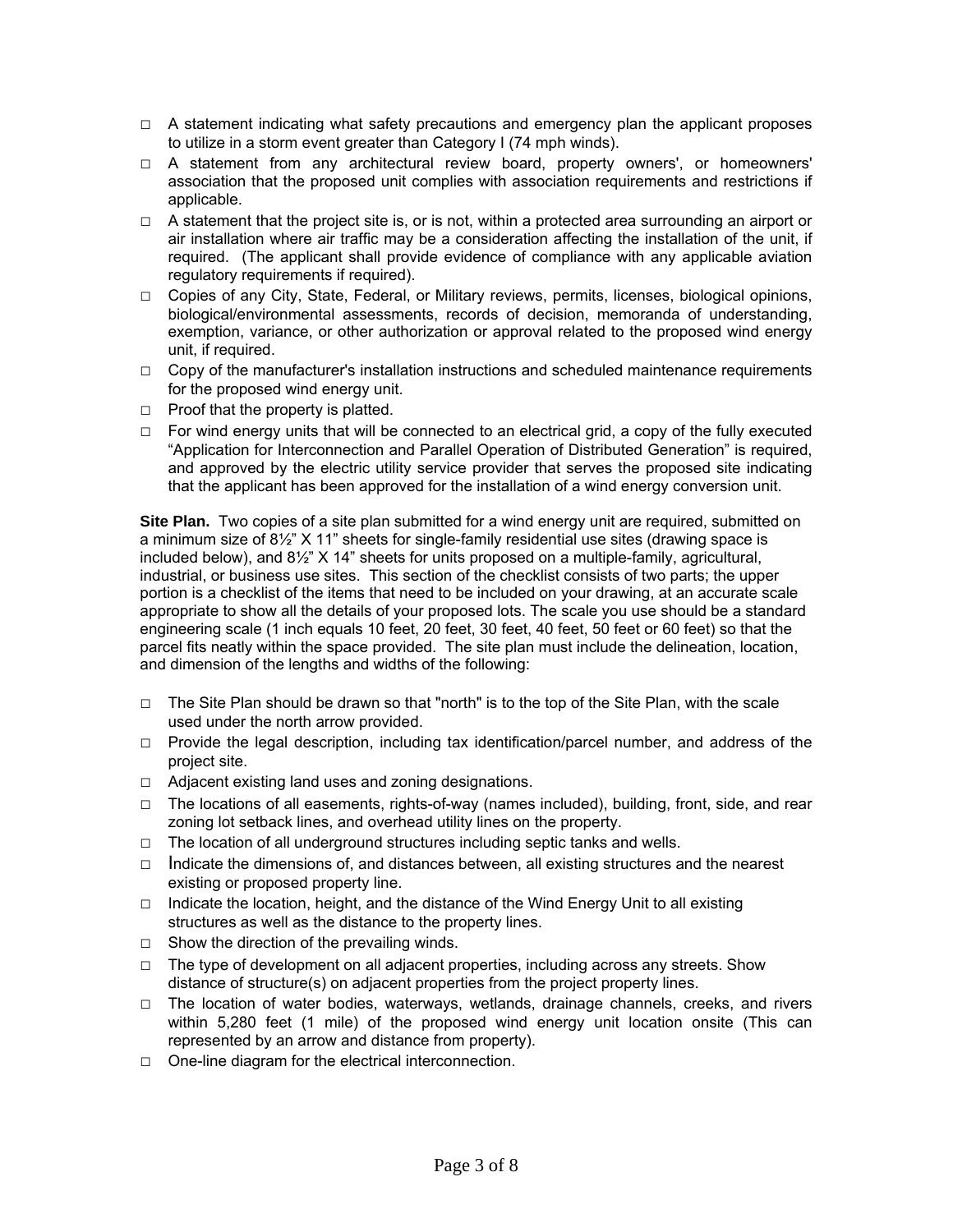- □ A statement indicating what safety precautions and emergency plan the applicant proposes to utilize in a storm event greater than Category I (74 mph winds).
- □ A statement from any architectural review board, property owners', or homeowners' association that the proposed unit complies with association requirements and restrictions if applicable.
- □ A statement that the project site is, or is not, within a protected area surrounding an airport or air installation where air traffic may be a consideration affecting the installation of the unit, if required. (The applicant shall provide evidence of compliance with any applicable aviation regulatory requirements if required).
- □ Copies of any City, State, Federal, or Military reviews, permits, licenses, biological opinions, biological/environmental assessments, records of decision, memoranda of understanding, exemption, variance, or other authorization or approval related to the proposed wind energy unit, if required.
- □ Copy of the manufacturer's installation instructions and scheduled maintenance requirements for the proposed wind energy unit.
- □ Proof that the property is platted.
- □ For wind energy units that will be connected to an electrical grid, a copy of the fully executed "Application for Interconnection and Parallel Operation of Distributed Generation" is required, and approved by the electric utility service provider that serves the proposed site indicating that the applicant has been approved for the installation of a wind energy conversion unit.

**Site Plan.** Two copies of a site plan submitted for a wind energy unit are required, submitted on a minimum size of 8½" X 11" sheets for single-family residential use sites (drawing space is included below), and 8½" X 14" sheets for units proposed on a multiple-family, agricultural, industrial, or business use sites. This section of the checklist consists of two parts; the upper portion is a checklist of the items that need to be included on your drawing, at an accurate scale appropriate to show all the details of your proposed lots. The scale you use should be a standard engineering scale (1 inch equals 10 feet, 20 feet, 30 feet, 40 feet, 50 feet or 60 feet) so that the parcel fits neatly within the space provided. The site plan must include the delineation, location, and dimension of the lengths and widths of the following:

- □ The Site Plan should be drawn so that "north" is to the top of the Site Plan, with the scale used under the north arrow provided.
- □ Provide the legal description, including tax identification/parcel number, and address of the project site.
- □ Adjacent existing land uses and zoning designations.
- □ The locations of all easements, rights-of-way (names included), building, front, side, and rear zoning lot setback lines, and overhead utility lines on the property.
- □ The location of all underground structures including septic tanks and wells.
- □ Indicate the dimensions of, and distances between, all existing structures and the nearest existing or proposed property line.
- □ Indicate the location, height, and the distance of the Wind Energy Unit to all existing structures as well as the distance to the property lines.
- □ Show the direction of the prevailing winds.
- □ The type of development on all adjacent properties, including across any streets. Show distance of structure(s) on adjacent properties from the project property lines.
- □ The location of water bodies, waterways, wetlands, drainage channels, creeks, and rivers within 5,280 feet (1 mile) of the proposed wind energy unit location onsite (This can represented by an arrow and distance from property).
- □ One-line diagram for the electrical interconnection.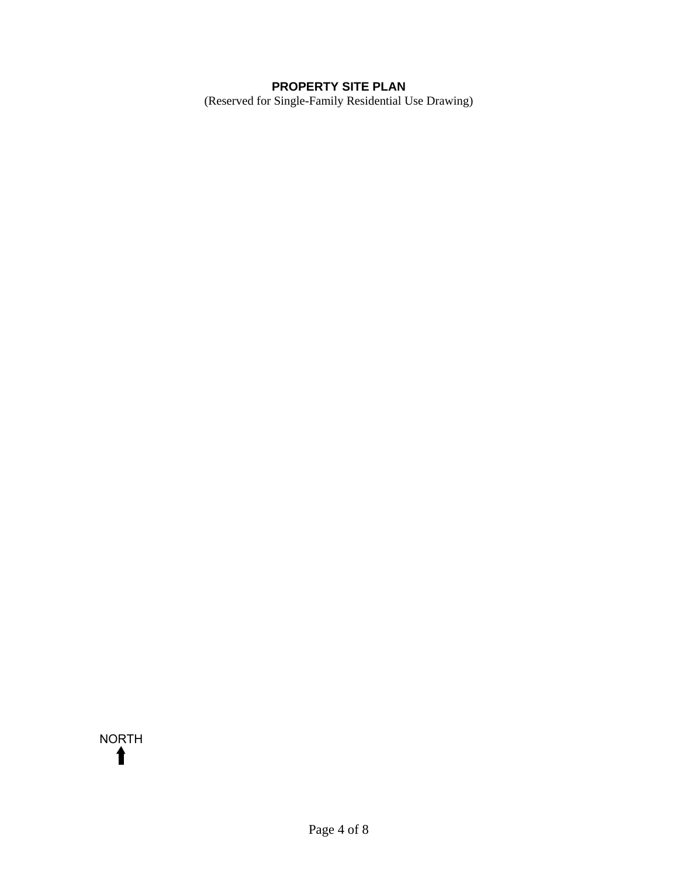**PROPERTY SITE PLAN**

(Reserved for Single-Family Residential Use Drawing)

NORTH

↑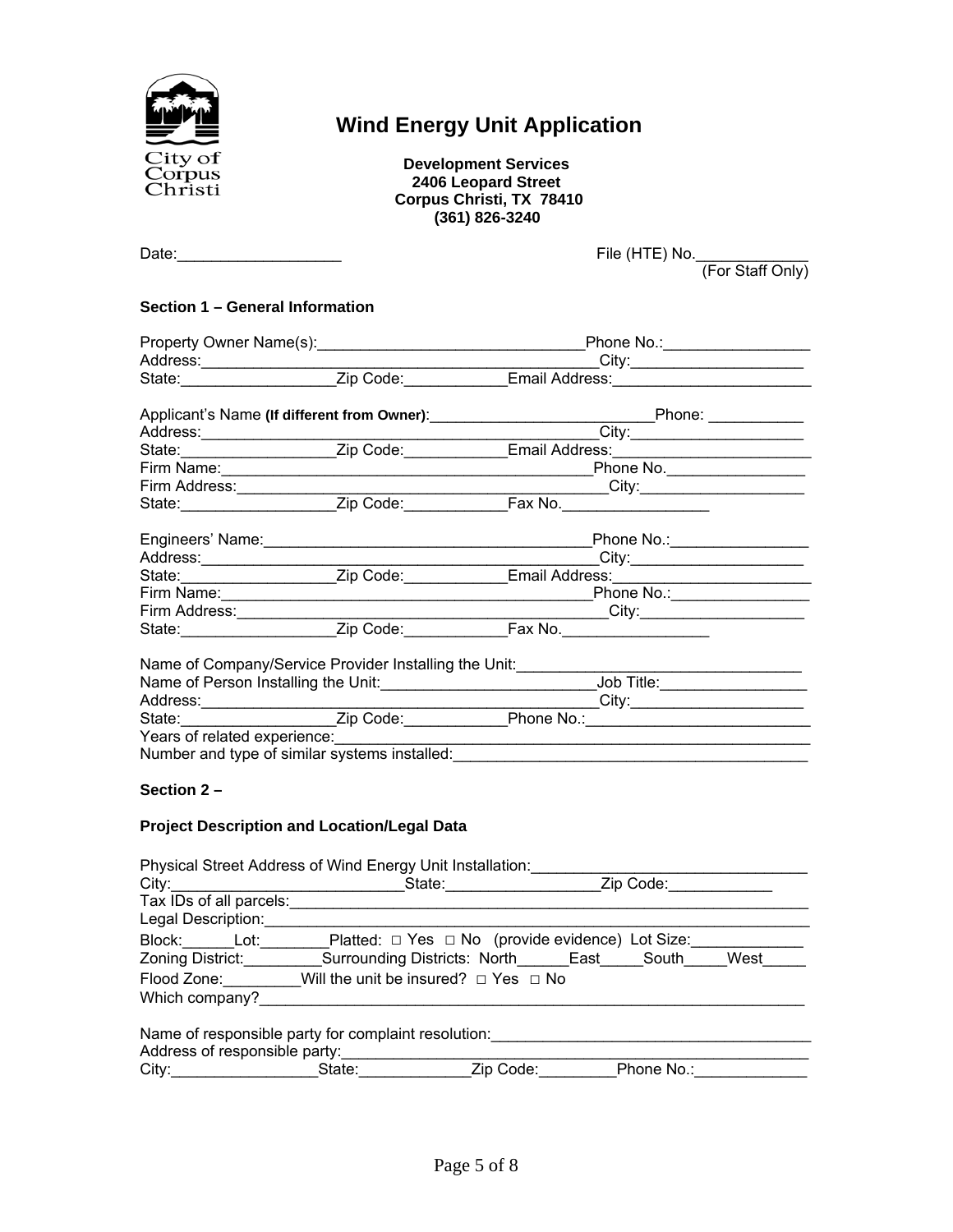City of Corpus Christi

# Wind Energy Unit Application

**Development Services**
**2406 Leopard Street**
**Corpus Christi, TX 78410**
**(361) 826-3240**

Date:___________________ File (HTE) No.______________ (For Staff Only)

**Section 1 – General Information**

Property Owner Name(s):_______________________________Phone No.:_________________
Address:______________________________________________City:____________________
State:_________________Zip Code:___________Email Address:_______________________

Applicant's Name **(If different from Owner)**:_________________________Phone: ___________
Address:______________________________________________City:____________________
State:_________________Zip Code:___________Email Address:_______________________
Firm Name:____________________________________________Phone No.________________
Firm Address:__________________________________________City:___________________
State:_________________Zip Code:___________Fax No._________________

Engineers' Name:_______________________________________Phone No.:________________
Address:______________________________________________City:____________________
State:_________________Zip Code:___________Email Address:_______________________
Firm Name:____________________________________________Phone No.:________________
Firm Address:__________________________________________City:___________________
State:_________________Zip Code:___________Fax No._________________

Name of Company/Service Provider Installing the Unit:________________________________
Name of Person Installing the Unit:________________________Job Title:_________________
Address:______________________________________________City:____________________
State:_________________Zip Code:___________Phone No.:_________________________
Years of related experience:_____________________________________________________
Number and type of similar systems installed:________________________________________

**Section 2 –**

**Project Description and Location/Legal Data**

Physical Street Address of Wind Energy Unit Installation:_______________________________
City:___________________________State:_________________Zip Code:____________
Tax IDs of all parcels:___________________________________________________________
Legal Description:_______________________________________________________________
Block:______Lot:________Platted: □ Yes □ No (provide evidence) Lot Size:_____________
Zoning District:_________Surrounding Districts: North______East_____South_____West_____
Flood Zone:_________Will the unit be insured? □ Yes □ No
Which company?_________________________________________________________________

Name of responsible party for complaint resolution:____________________________________
Address of responsible party:_____________________________________________________
City:_________________State:_____________Zip Code:_________Phone No.:_____________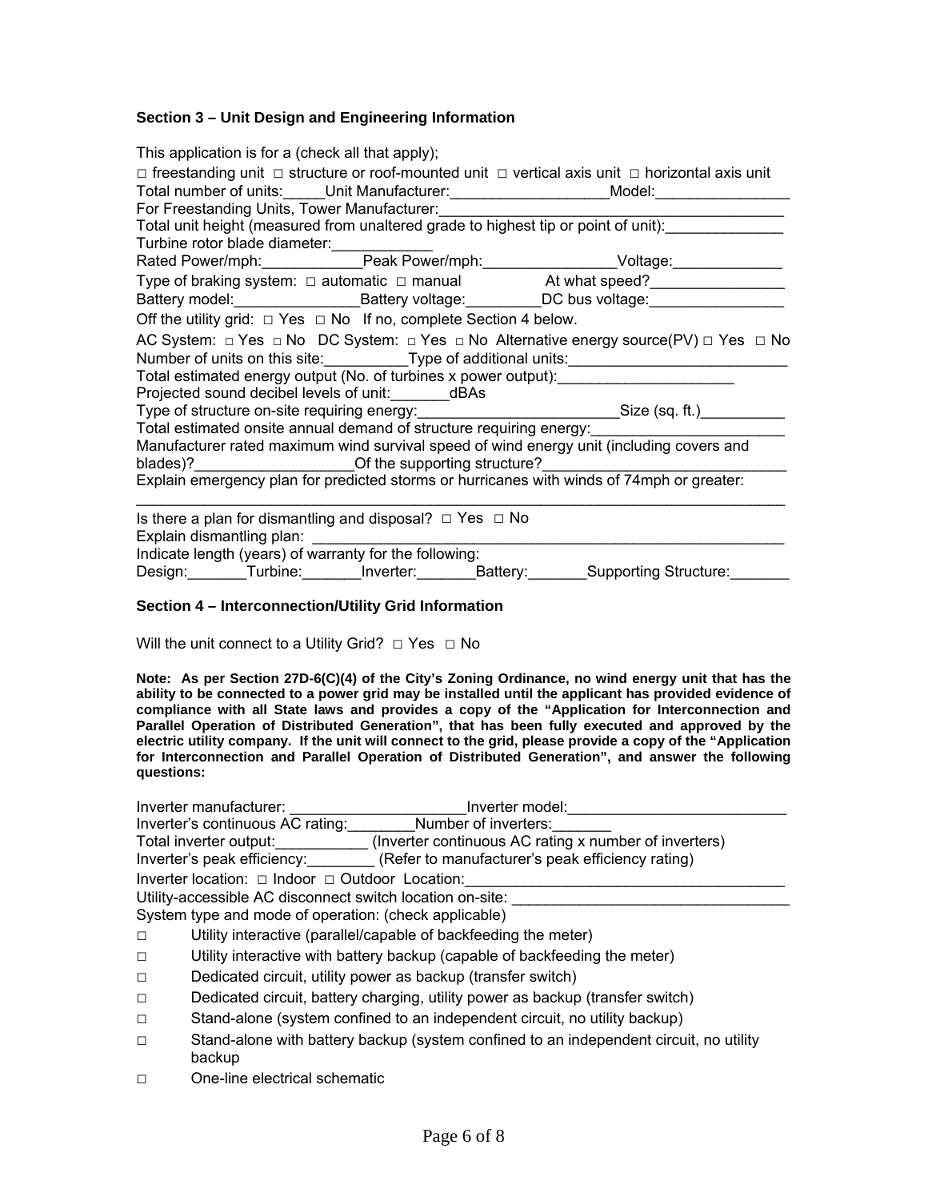**Section 3 – Unit Design and Engineering Information**

This application is for a (check all that apply);

□ freestanding unit □ structure or roof-mounted unit □ vertical axis unit □ horizontal axis unit

Total number of units:_____Unit Manufacturer:___________________Model:________________

For Freestanding Units, Tower Manufacturer:__________________________________________

Total unit height (measured from unaltered grade to highest tip or point of unit):______________

Turbine rotor blade diameter:____________

Rated Power/mph:____________Peak Power/mph:________________Voltage:_____________

Type of braking system: □ automatic □ manual At what speed?________________

Battery model:_______________Battery voltage:_________DC bus voltage:________________

Off the utility grid: □ Yes □ No If no, complete Section 4 below.

AC System: □ Yes □ No DC System: □ Yes □ No Alternative energy source(PV) □ Yes □ No

Number of units on this site:__________Type of additional units:__________________________

Total estimated energy output (No. of turbines x power output):_____________________

Projected sound decibel levels of unit:_______dBAs

Type of structure on-site requiring energy:________________________Size (sq. ft.)__________

Total estimated onsite annual demand of structure requiring energy:_______________________

Manufacturer rated maximum wind survival speed of wind energy unit (including covers and blades)?__________________Of the supporting structure?____________________________

Explain emergency plan for predicted storms or hurricanes with winds of 74mph or greater:

______________________________________________________________________________

Is there a plan for dismantling and disposal? □ Yes □ No

Explain dismantling plan: ________________________________________________________

Indicate length (years) of warranty for the following:

Design:_______Turbine:_______Inverter:_______Battery:_______Supporting Structure:_______

**Section 4 – Interconnection/Utility Grid Information**

Will the unit connect to a Utility Grid? □ Yes □ No

**Note: As per Section 27D-6(C)(4) of the City's Zoning Ordinance, no wind energy unit that has the ability to be connected to a power grid may be installed until the applicant has provided evidence of compliance with all State laws and provides a copy of the "Application for Interconnection and Parallel Operation of Distributed Generation", that has been fully executed and approved by the electric utility company. If the unit will connect to the grid, please provide a copy of the "Application for Interconnection and Parallel Operation of Distributed Generation", and answer the following questions:**

Inverter manufacturer: _____________________Inverter model:__________________________

Inverter's continuous AC rating:________Number of inverters:_______

Total inverter output:___________ (Inverter continuous AC rating x number of inverters)

Inverter's peak efficiency:________ (Refer to manufacturer's peak efficiency rating)

Inverter location: □ Indoor □ Outdoor Location:______________________________________

Utility-accessible AC disconnect switch location on-site: ________________________________

System type and mode of operation: (check applicable)

- □ Utility interactive (parallel/capable of backfeeding the meter)
- □ Utility interactive with battery backup (capable of backfeeding the meter)
- □ Dedicated circuit, utility power as backup (transfer switch)
- □ Dedicated circuit, battery charging, utility power as backup (transfer switch)
- □ Stand-alone (system confined to an independent circuit, no utility backup)
- □ Stand-alone with battery backup (system confined to an independent circuit, no utility backup
- □ One-line electrical schematic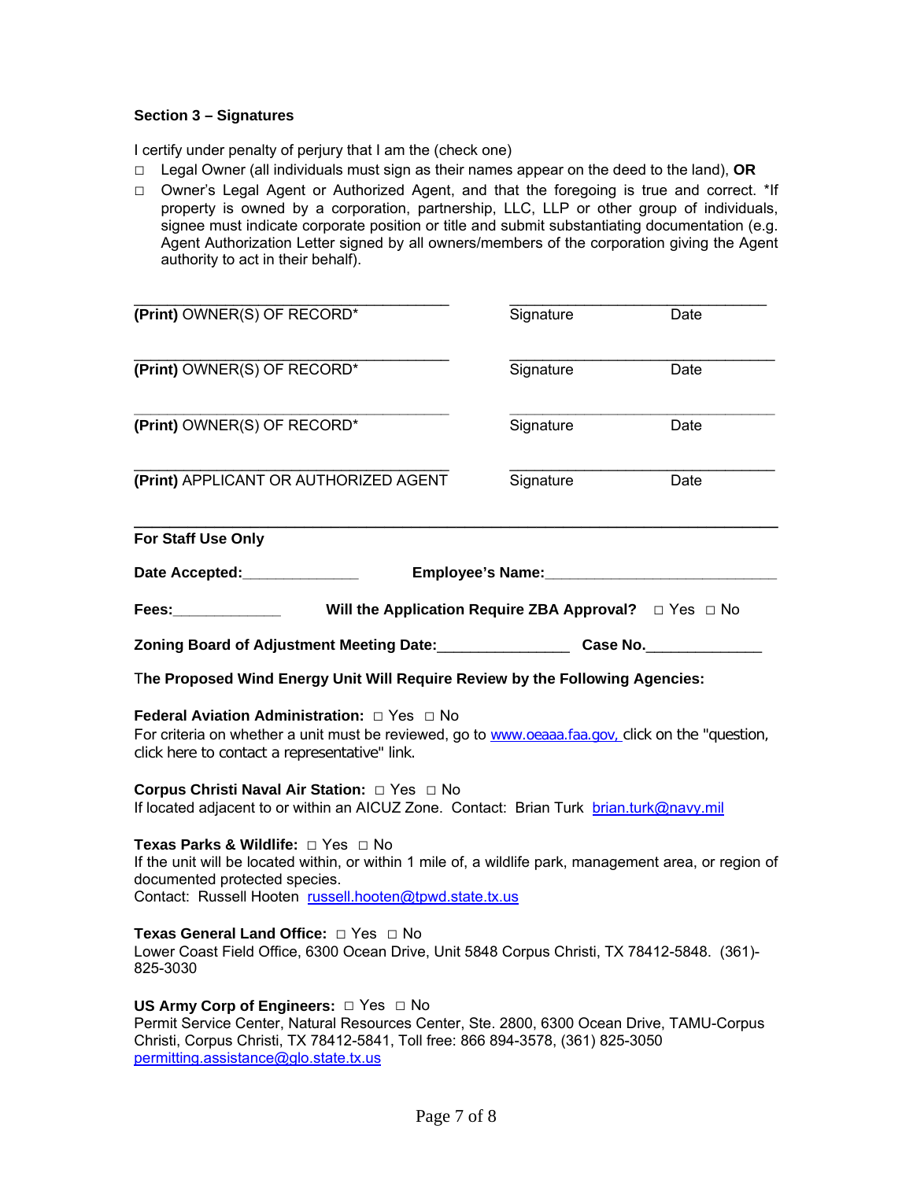### Section 3 – Signatures

I certify under penalty of perjury that I am the (check one)

- □ Legal Owner (all individuals must sign as their names appear on the deed to the land), **OR**
- □ Owner's Legal Agent or Authorized Agent, and that the foregoing is true and correct. *If property is owned by a corporation, partnership, LLC, LLP or other group of individuals, signee must indicate corporate position or title and submit substantiating documentation (e.g. Agent Authorization Letter signed by all owners/members of the corporation giving the Agent authority to act in their behalf).

______________________________________ ________________________________

**(Print)** OWNER(S) OF RECORD* Signature Date

______________________________________ ________________________________

**(Print)** OWNER(S) OF RECORD* Signature Date

______________________________________ ________________________________

**(Print)** OWNER(S) OF RECORD* Signature Date

______________________________________ ________________________________

**(Print)** APPLICANT OR AUTHORIZED AGENT Signature Date

---

**For Staff Use Only**

**Date Accepted:**______________ **Employee's Name:**____________________________

**Fees:**_____________ **Will the Application Require ZBA Approval?** □ Yes □ No

**Zoning Board of Adjustment Meeting Date:**_______________ **Case No.**______________

**The Proposed Wind Energy Unit Will Require Review by the Following Agencies:**

**Federal Aviation Administration:** □ Yes □ No
For criteria on whether a unit must be reviewed, go to www.oeaaa.faa.gov, click on the "question, click here to contact a representative" link.

**Corpus Christi Naval Air Station:** □ Yes □ No
If located adjacent to or within an AICUZ Zone. Contact: Brian Turk brian.turk@navy.mil

**Texas Parks & Wildlife:** □ Yes □ No
If the unit will be located within, or within 1 mile of, a wildlife park, management area, or region of documented protected species.
Contact: Russell Hooten russell.hooten@tpwd.state.tx.us

**Texas General Land Office:** □ Yes □ No
Lower Coast Field Office, 6300 Ocean Drive, Unit 5848 Corpus Christi, TX 78412-5848. (361)-825-3030

**US Army Corp of Engineers:** □ Yes □ No
Permit Service Center, Natural Resources Center, Ste. 2800, 6300 Ocean Drive, TAMU-Corpus Christi, Corpus Christi, TX 78412-5841, Toll free: 866 894-3578, (361) 825-3050
permitting.assistance@glo.state.tx.us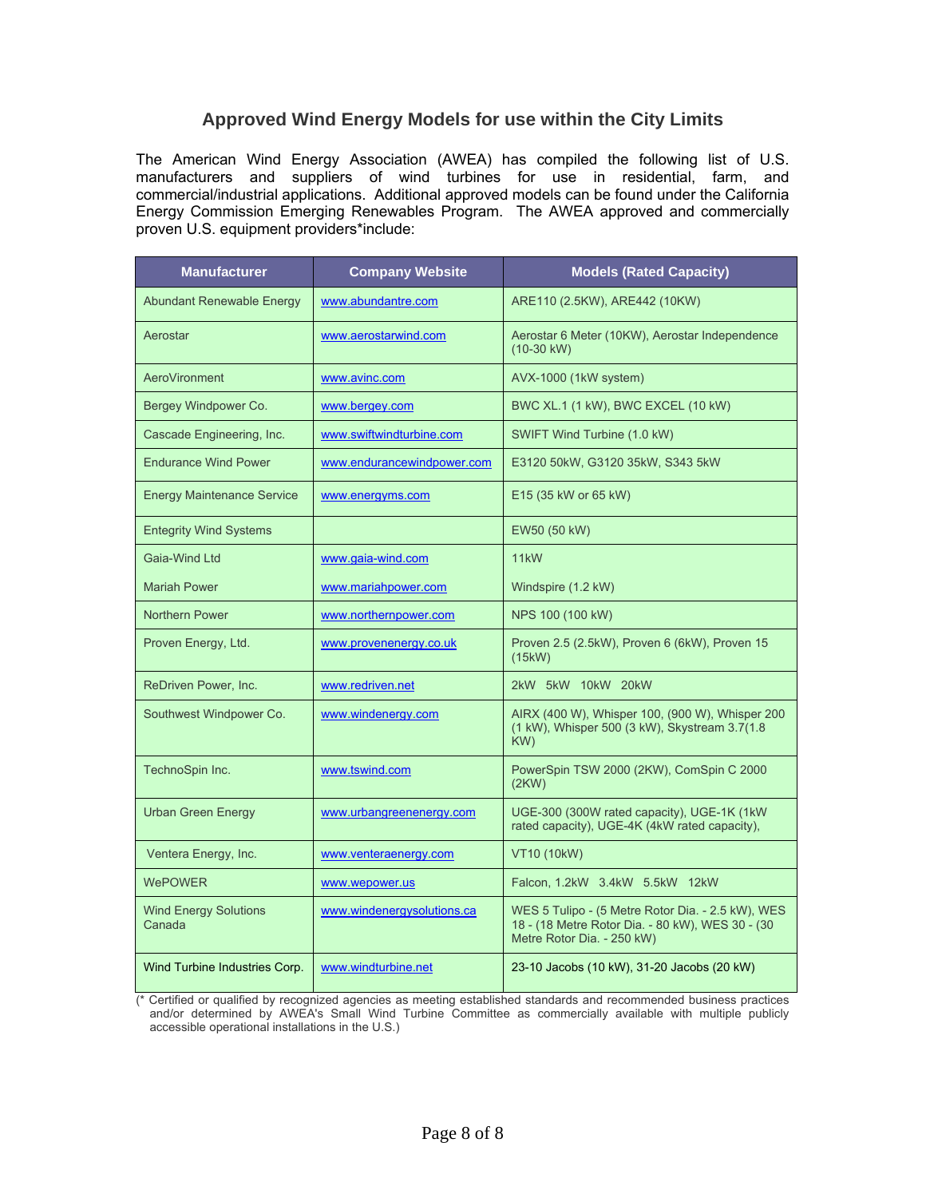## Approved Wind Energy Models for use within the City Limits

The American Wind Energy Association (AWEA) has compiled the following list of U.S. manufacturers and suppliers of wind turbines for use in residential, farm, and commercial/industrial applications. Additional approved models can be found under the California Energy Commission Emerging Renewables Program. The AWEA approved and commercially proven U.S. equipment providers*include:

| Manufacturer | Company Website | Models (Rated Capacity) |
|---|---|---|
| Abundant Renewable Energy | www.abundantre.com | ARE110 (2.5KW), ARE442 (10KW) |
| Aerostar | www.aerostarwind.com | Aerostar 6 Meter (10KW), Aerostar Independence (10-30 kW) |
| AeroVironment | www.avinc.com | AVX-1000 (1kW system) |
| Bergey Windpower Co. | www.bergey.com | BWC XL.1 (1 kW), BWC EXCEL (10 kW) |
| Cascade Engineering, Inc. | www.swiftwindturbine.com | SWIFT Wind Turbine (1.0 kW) |
| Endurance Wind Power | www.endurancewindpower.com | E3120 50kW, G3120 35kW, S343 5kW |
| Energy Maintenance Service | www.energyms.com | E15 (35 kW or 65 kW) |
| Entegrity Wind Systems | | EW50 (50 kW) |
| Gaia-Wind Ltd | www.gaia-wind.com | 11kW |
| Mariah Power | www.mariahpower.com | Windspire (1.2 kW) |
| Northern Power | www.northernpower.com | NPS 100 (100 kW) |
| Proven Energy, Ltd. | www.provenenergy.co.uk | Proven 2.5 (2.5kW), Proven 6 (6kW), Proven 15 (15kW) |
| ReDriven Power, Inc. | www.redriven.net | 2kW 5kW 10kW 20kW |
| Southwest Windpower Co. | www.windenergy.com | AIRX (400 W), Whisper 100, (900 W), Whisper 200 (1 kW), Whisper 500 (3 kW), Skystream 3.7(1.8 KW) |
| TechnoSpin Inc. | www.tswind.com | PowerSpin TSW 2000 (2KW), ComSpin C 2000 (2KW) |
| Urban Green Energy | www.urbangreenenergy.com | UGE-300 (300W rated capacity), UGE-1K (1kW rated capacity), UGE-4K (4kW rated capacity), |
| Ventera Energy, Inc. | www.venteraenergy.com | VT10 (10kW) |
| WePOWER | www.wepower.us | Falcon, 1.2kW 3.4kW 5.5kW 12kW |
| Wind Energy Solutions Canada | www.windenergysolutions.ca | WES 5 Tulipo - (5 Metre Rotor Dia. - 2.5 kW), WES 18 - (18 Metre Rotor Dia. - 80 kW), WES 30 - (30 Metre Rotor Dia. - 250 kW) |
| Wind Turbine Industries Corp. | www.windturbine.net | 23-10 Jacobs (10 kW), 31-20 Jacobs (20 kW) |

(* Certified or qualified by recognized agencies as meeting established standards and recommended business practices and/or determined by AWEA's Small Wind Turbine Committee as commercially available with multiple publicly accessible operational installations in the U.S.)